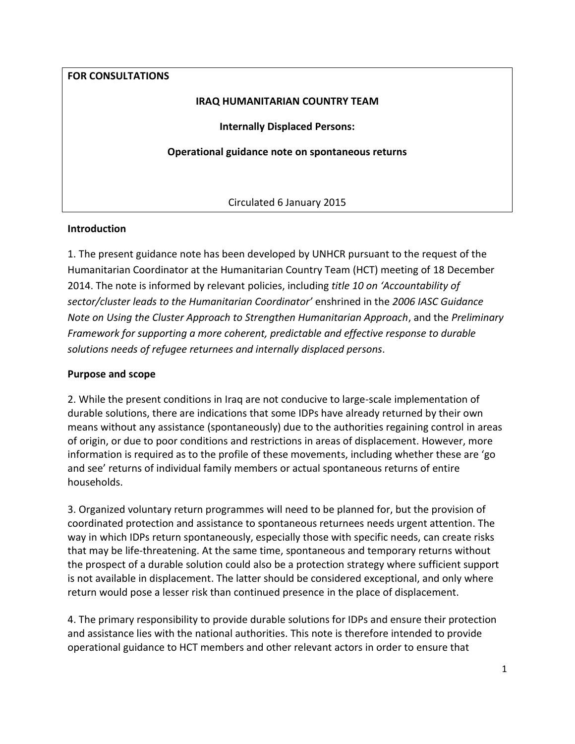**FOR CONSULTATIONS**

**IRAQ HUMANITARIAN COUNTRY TEAM**

**Internally Displaced Persons:**

**Operational guidance note on spontaneous returns**

Circulated 6 January 2015

**Introduction**

1. The present guidance note has been developed by UNHCR pursuant to the request of the Humanitarian Coordinator at the Humanitarian Country Team (HCT) meeting of 18 December 2014. The note is informed by relevant policies, including *title 10 on 'Accountability of sector/cluster leads to the Humanitarian Coordinator'* enshrined in the *2006 IASC Guidance Note on Using the Cluster Approach to Strengthen Humanitarian Approach*, and the *Preliminary Framework for supporting a more coherent, predictable and effective response to durable solutions needs of refugee returnees and internally displaced persons*.

**Purpose and scope**

2. While the present conditions in Iraq are not conducive to large-scale implementation of durable solutions, there are indications that some IDPs have already returned by their own means without any assistance (spontaneously) due to the authorities regaining control in areas of origin, or due to poor conditions and restrictions in areas of displacement. However, more information is required as to the profile of these movements, including whether these are 'go and see' returns of individual family members or actual spontaneous returns of entire households.

3. Organized voluntary return programmes will need to be planned for, but the provision of coordinated protection and assistance to spontaneous returnees needs urgent attention. The way in which IDPs return spontaneously, especially those with specific needs, can create risks that may be life-threatening. At the same time, spontaneous and temporary returns without the prospect of a durable solution could also be a protection strategy where sufficient support is not available in displacement. The latter should be considered exceptional, and only where return would pose a lesser risk than continued presence in the place of displacement.

4. The primary responsibility to provide durable solutions for IDPs and ensure their protection and assistance lies with the national authorities. This note is therefore intended to provide operational guidance to HCT members and other relevant actors in order to ensure that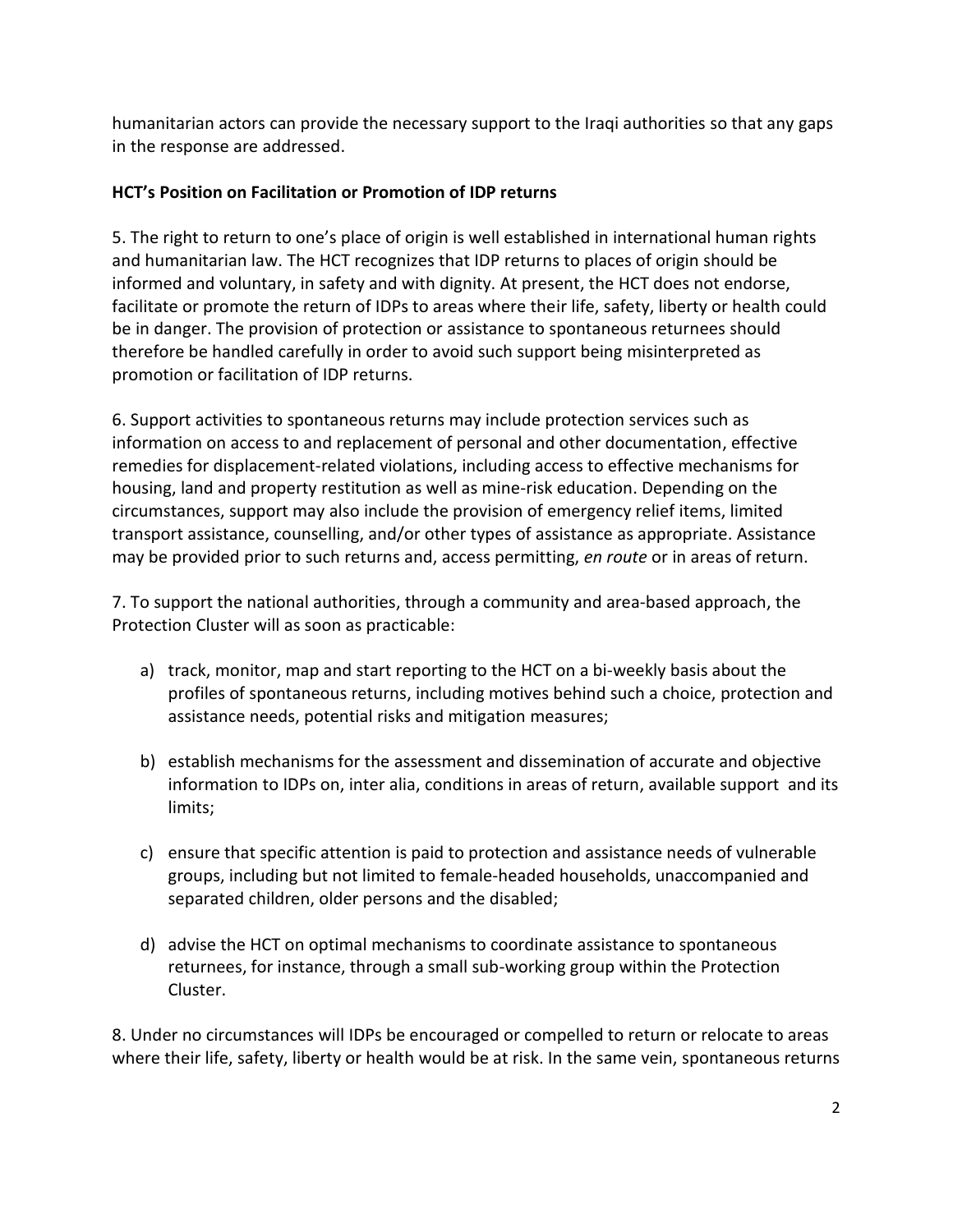humanitarian actors can provide the necessary support to the Iraqi authorities so that any gaps in the response are addressed.

**HCT's Position on Facilitation or Promotion of IDP returns**

5. The right to return to one's place of origin is well established in international human rights and humanitarian law. The HCT recognizes that IDP returns to places of origin should be informed and voluntary, in safety and with dignity. At present, the HCT does not endorse, facilitate or promote the return of IDPs to areas where their life, safety, liberty or health could be in danger. The provision of protection or assistance to spontaneous returnees should therefore be handled carefully in order to avoid such support being misinterpreted as promotion or facilitation of IDP returns.

6. Support activities to spontaneous returns may include protection services such as information on access to and replacement of personal and other documentation, effective remedies for displacement-related violations, including access to effective mechanisms for housing, land and property restitution as well as mine-risk education. Depending on the circumstances, support may also include the provision of emergency relief items, limited transport assistance, counselling, and/or other types of assistance as appropriate. Assistance may be provided prior to such returns and, access permitting, *en route* or in areas of return.

7. To support the national authorities, through a community and area-based approach, the Protection Cluster will as soon as practicable:

a) track, monitor, map and start reporting to the HCT on a bi-weekly basis about the profiles of spontaneous returns, including motives behind such a choice, protection and assistance needs, potential risks and mitigation measures;

b) establish mechanisms for the assessment and dissemination of accurate and objective information to IDPs on, inter alia, conditions in areas of return, available support and its limits;

c) ensure that specific attention is paid to protection and assistance needs of vulnerable groups, including but not limited to female-headed households, unaccompanied and separated children, older persons and the disabled;

d) advise the HCT on optimal mechanisms to coordinate assistance to spontaneous returnees, for instance, through a small sub-working group within the Protection Cluster.

8. Under no circumstances will IDPs be encouraged or compelled to return or relocate to areas where their life, safety, liberty or health would be at risk. In the same vein, spontaneous returns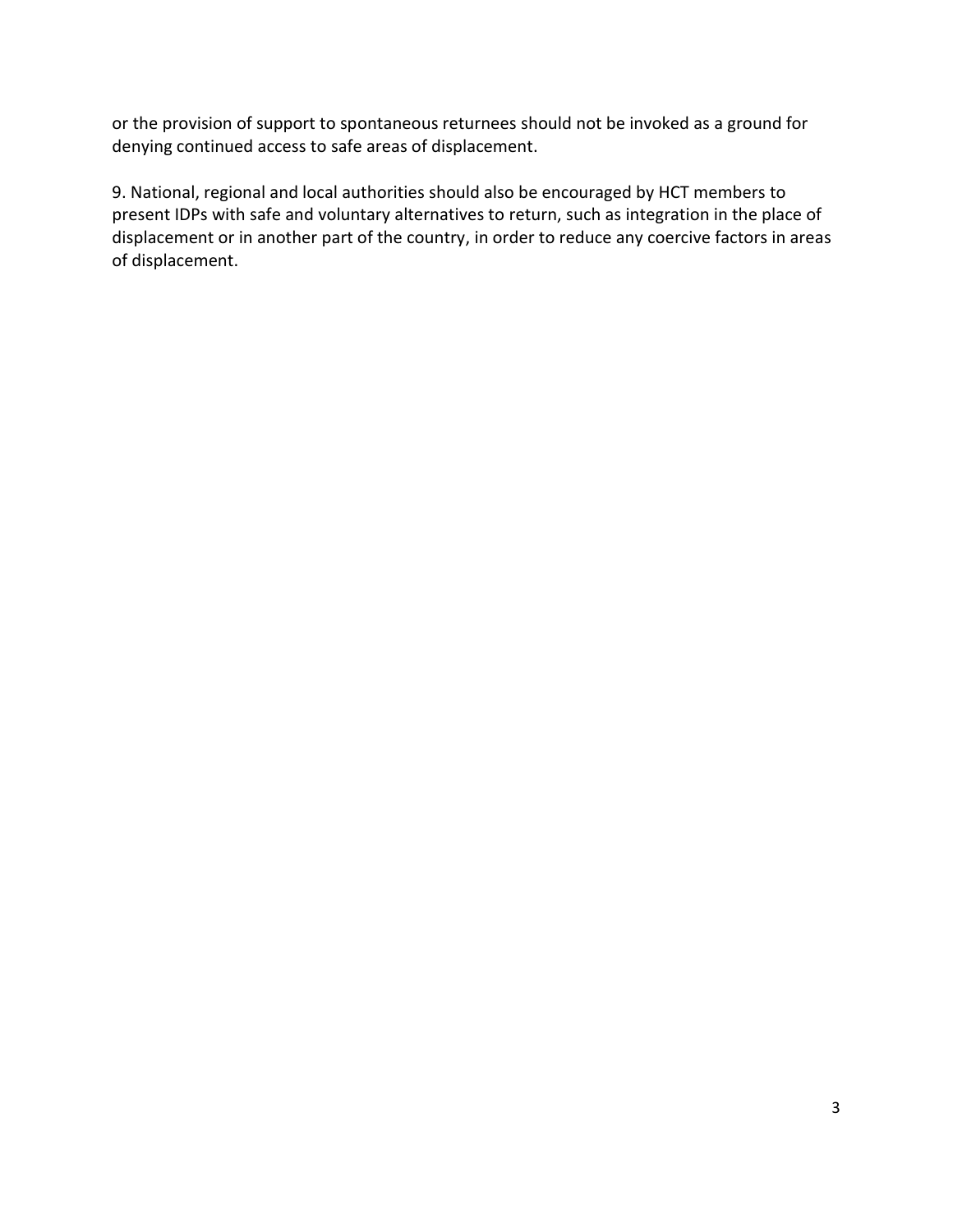or the provision of support to spontaneous returnees should not be invoked as a ground for denying continued access to safe areas of displacement.

9. National, regional and local authorities should also be encouraged by HCT members to present IDPs with safe and voluntary alternatives to return, such as integration in the place of displacement or in another part of the country, in order to reduce any coercive factors in areas of displacement.